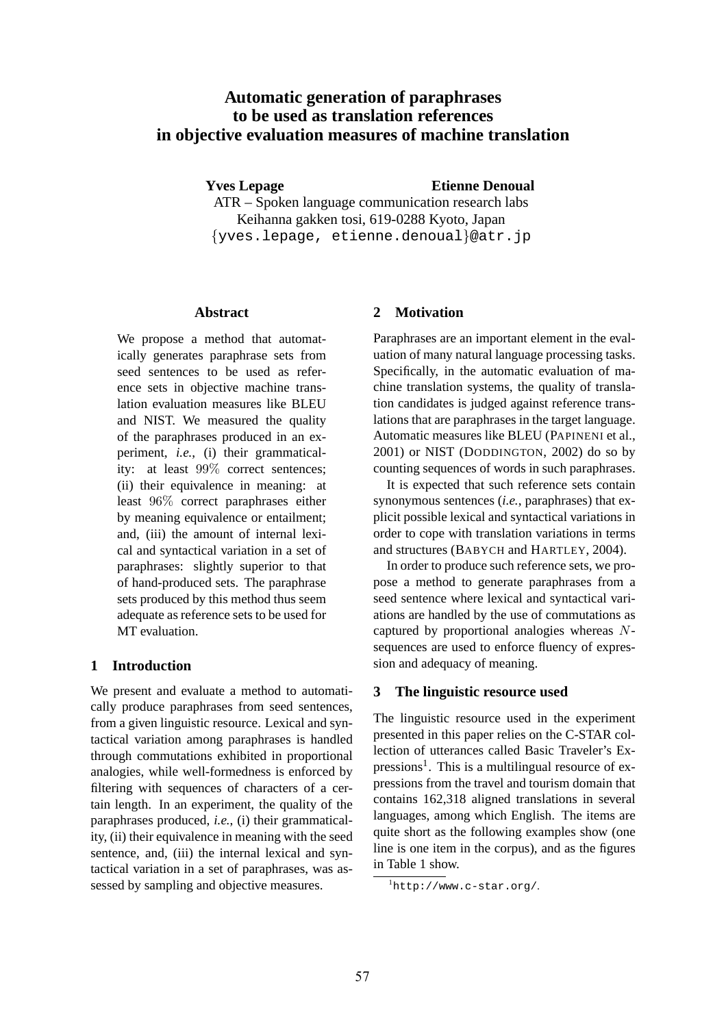# Automatic generation of paraphrases to be used as translation references in objective evaluation measures of machine translation

**Yves Lepage** **Etienne Denoual**

ATR – Spoken language communication research labs
Keihanna gakken tosi, 619-0288 Kyoto, Japan
{yves.lepage, etienne.denoual}@atr.jp

## Abstract

We propose a method that automatically generates paraphrase sets from seed sentences to be used as reference sets in objective machine translation evaluation measures like BLEU and NIST. We measured the quality of the paraphrases produced in an experiment, *i.e.*, (i) their grammaticality: at least $99\%$ correct sentences; (ii) their equivalence in meaning: at least $96\%$ correct paraphrases either by meaning equivalence or entailment; and, (iii) the amount of internal lexical and syntactical variation in a set of paraphrases: slightly superior to that of hand-produced sets. The paraphrase sets produced by this method thus seem adequate as reference sets to be used for MT evaluation.

## 1 Introduction

We present and evaluate a method to automatically produce paraphrases from seed sentences, from a given linguistic resource. Lexical and syntactical variation among paraphrases is handled through commutations exhibited in proportional analogies, while well-formedness is enforced by filtering with sequences of characters of a certain length. In an experiment, the quality of the paraphrases produced, *i.e.*, (i) their grammaticality, (ii) their equivalence in meaning with the seed sentence, and, (iii) the internal lexical and syntactical variation in a set of paraphrases, was assessed by sampling and objective measures.

## 2 Motivation

Paraphrases are an important element in the evaluation of many natural language processing tasks. Specifically, in the automatic evaluation of machine translation systems, the quality of translation candidates is judged against reference translations that are paraphrases in the target language. Automatic measures like BLEU (PAPINENI et al., 2001) or NIST (DODDINGTON, 2002) do so by counting sequences of words in such paraphrases.

It is expected that such reference sets contain synonymous sentences (*i.e.*, paraphrases) that explicit possible lexical and syntactical variations in order to cope with translation variations in terms and structures (BABYCH and HARTLEY, 2004).

In order to produce such reference sets, we propose a method to generate paraphrases from a seed sentence where lexical and syntactical variations are handled by the use of commutations as captured by proportional analogies whereas $N$-sequences are used to enforce fluency of expression and adequacy of meaning.

## 3 The linguistic resource used

The linguistic resource used in the experiment presented in this paper relies on the C-STAR collection of utterances called Basic Traveler's Expressions[1]. This is a multilingual resource of expressions from the travel and tourism domain that contains 162,318 aligned translations in several languages, among which English. The items are quite short as the following examples show (one line is one item in the corpus), and as the figures in Table 1 show.

[1] http://www.c-star.org/.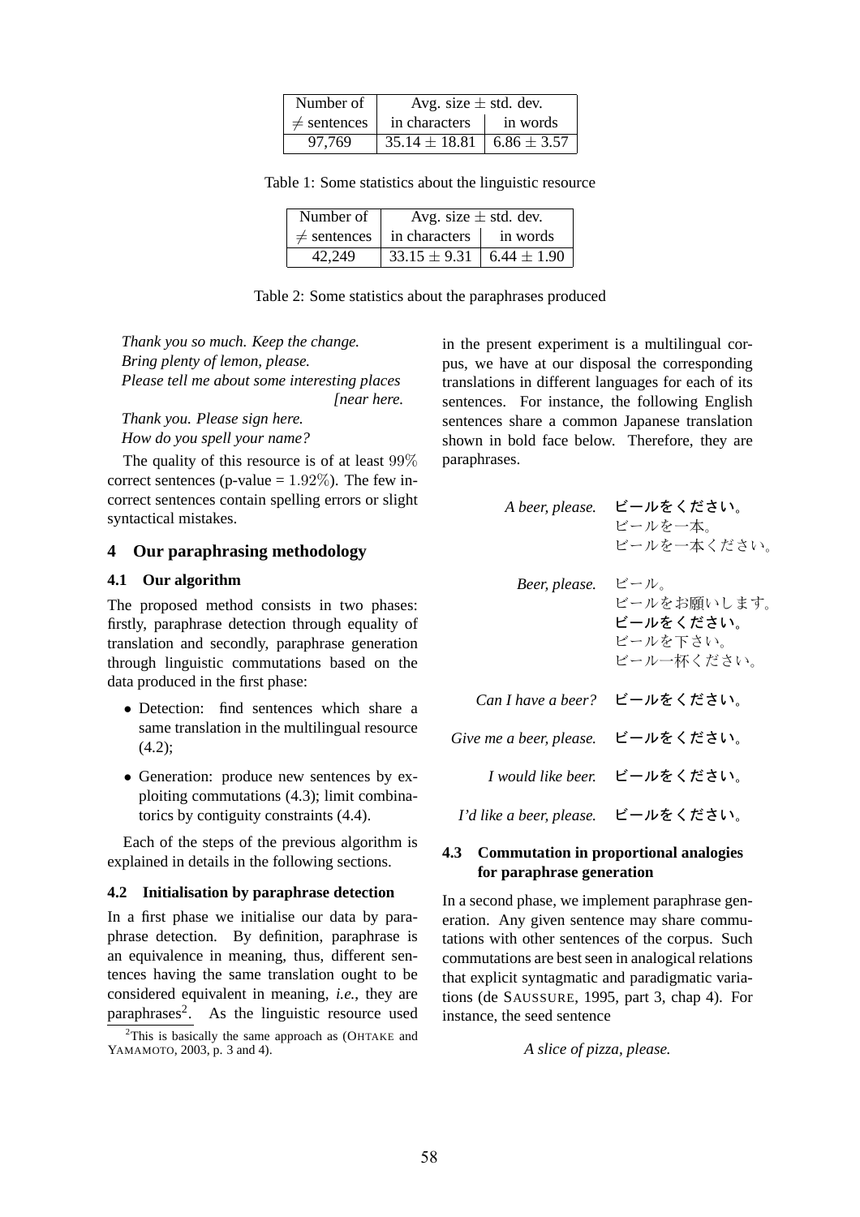| Number of | Avg. size ± std. dev. | |
|---|---|---|
| ≠ sentences | in characters | in words |
| 97,769 | $35.14 \pm 18.81$ | $6.86 \pm 3.57$ |

Table 1: Some statistics about the linguistic resource

| Number of | Avg. size ± std. dev. | |
|---|---|---|
| ≠ sentences | in characters | in words |
| 42,249 | $33.15 \pm 9.31$ | $6.44 \pm 1.90$ |

Table 2: Some statistics about the paraphrases produced

*Thank you so much. Keep the change.*
*Bring plenty of lemon, please.*
*Please tell me about some interesting places [near here.*
*Thank you. Please sign here.*
*How do you spell your name?*

The quality of this resource is of at least 99% correct sentences (p-value = 1.92%). The few incorrect sentences contain spelling errors or slight syntactical mistakes.

## 4 Our paraphrasing methodology

### 4.1 Our algorithm

The proposed method consists in two phases: firstly, paraphrase detection through equality of translation and secondly, paraphrase generation through linguistic commutations based on the data produced in the first phase:

- Detection: find sentences which share a same translation in the multilingual resource (4.2);
- Generation: produce new sentences by exploiting commutations (4.3); limit combinatorics by contiguity constraints (4.4).

Each of the steps of the previous algorithm is explained in details in the following sections.

### 4.2 Initialisation by paraphrase detection

In a first phase we initialise our data by paraphrase detection. By definition, paraphrase is an equivalence in meaning, thus, different sentences having the same translation ought to be considered equivalent in meaning, *i.e.*, they are paraphrases[2]. As the linguistic resource used in the present experiment is a multilingual corpus, we have at our disposal the corresponding translations in different languages for each of its sentences. For instance, the following English sentences share a common Japanese translation shown in bold face below. Therefore, they are paraphrases.

[2] This is basically the same approach as (OHTAKE and YAMAMOTO, 2003, p. 3 and 4).

| | |
|---|---|
| *A beer, please.* | **ビールをください。**<br>ビールを一本。<br>ビールを一本ください。 |
| *Beer, please.* | ビール。<br>ビールをお願いします。<br>**ビールをください。**<br>ビールを下さい。<br>ビール一杯ください。 |
| *Can I have a beer?* | **ビールをください。** |
| *Give me a beer, please.* | **ビールをください。** |
| *I would like beer.* | **ビールをください。** |
| *I'd like a beer, please.* | **ビールをください。** |

### 4.3 Commutation in proportional analogies for paraphrase generation

In a second phase, we implement paraphrase generation. Any given sentence may share commutations with other sentences of the corpus. Such commutations are best seen in analogical relations that explicit syntagmatic and paradigmatic variations (de SAUSSURE, 1995, part 3, chap 4). For instance, the seed sentence

*A slice of pizza, please.*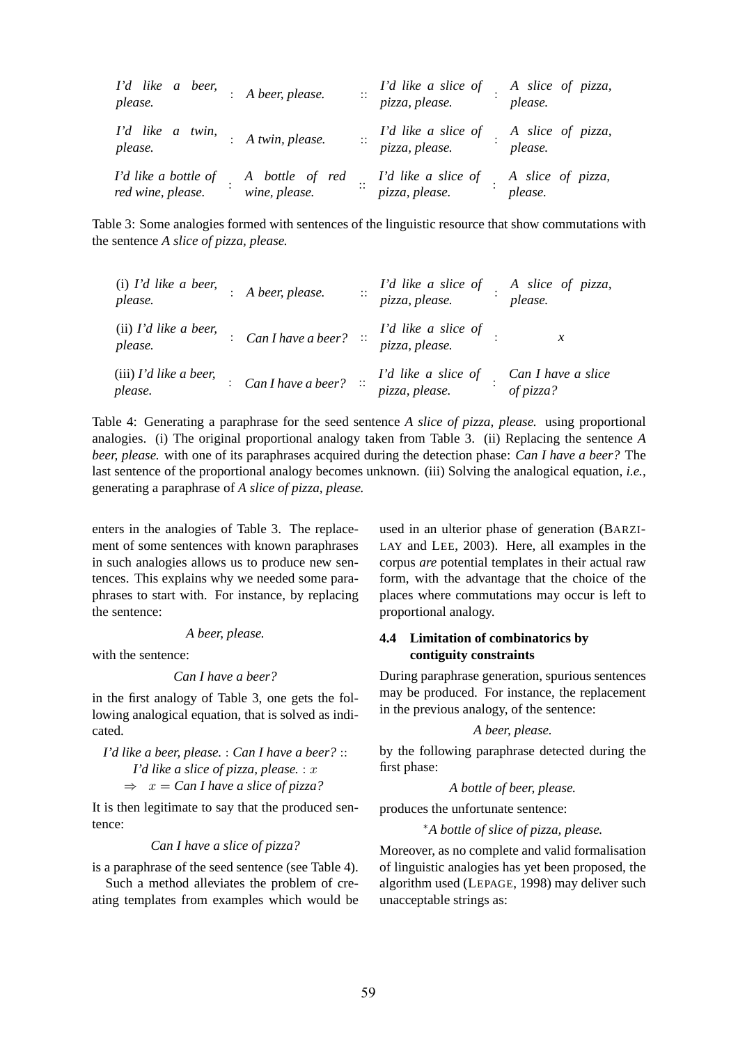| | | | | | | |
|---|---|---|---|---|---|---|
| *I'd like a beer, please.* | : | *A beer, please.* | :: | *I'd like a slice of pizza, please.* | : | *A slice of pizza, please.* |
| *I'd like a twin, please.* | : | *A twin, please.* | :: | *I'd like a slice of pizza, please.* | : | *A slice of pizza, please.* |
| *I'd like a bottle of red wine, please.* | : | *A bottle of red wine, please.* | :: | *I'd like a slice of pizza, please.* | : | *A slice of pizza, please.* |

Table 3: Some analogies formed with sentences of the linguistic resource that show commutations with the sentence *A slice of pizza, please.*

| | | | | | | |
|---|---|---|---|---|---|---|
| (i) *I'd like a beer, please.* | : | *A beer, please.* | :: | *I'd like a slice of pizza, please.* | : | *A slice of pizza, please.* |
| (ii) *I'd like a beer, please.* | : | *Can I have a beer?* | :: | *I'd like a slice of pizza, please.* | : | $x$ |
| (iii) *I'd like a beer, please.* | : | *Can I have a beer?* | :: | *I'd like a slice of pizza, please.* | : | *Can I have a slice of pizza?* |

Table 4: Generating a paraphrase for the seed sentence *A slice of pizza, please.* using proportional analogies. (i) The original proportional analogy taken from Table 3. (ii) Replacing the sentence *A beer, please.* with one of its paraphrases acquired during the detection phase: *Can I have a beer?* The last sentence of the proportional analogy becomes unknown. (iii) Solving the analogical equation, *i.e.*, generating a paraphrase of *A slice of pizza, please.*

enters in the analogies of Table 3. The replacement of some sentences with known paraphrases in such analogies allows us to produce new sentences. This explains why we needed some paraphrases to start with. For instance, by replacing the sentence:

*A beer, please.*

with the sentence:

*Can I have a beer?*

in the first analogy of Table 3, one gets the following analogical equation, that is solved as indicated.

*I'd like a beer, please.* : *Can I have a beer?* ::
*I'd like a slice of pizza, please.* : $x$
$\Rightarrow \quad x =$ *Can I have a slice of pizza?*

It is then legitimate to say that the produced sentence:

*Can I have a slice of pizza?*

is a paraphrase of the seed sentence (see Table 4).

Such a method alleviates the problem of creating templates from examples which would be used in an ulterior phase of generation (BARZILAY and LEE, 2003). Here, all examples in the corpus *are* potential templates in their actual raw form, with the advantage that the choice of the places where commutations may occur is left to proportional analogy.

### 4.4 Limitation of combinatorics by contiguity constraints

During paraphrase generation, spurious sentences may be produced. For instance, the replacement in the previous analogy, of the sentence:

*A beer, please.*

by the following paraphrase detected during the first phase:

*A bottle of beer, please.*

produces the unfortunate sentence:

**A bottle of slice of pizza, please.*

Moreover, as no complete and valid formalisation of linguistic analogies has yet been proposed, the algorithm used (LEPAGE, 1998) may deliver such unacceptable strings as: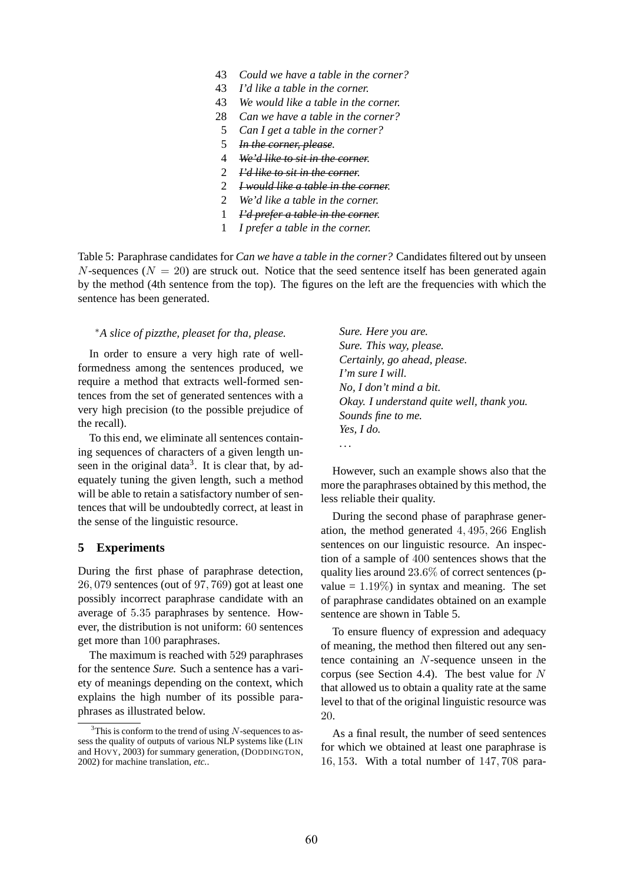| | |
|---|---|
| 43 | *Could we have a table in the corner?* |
| 43 | *I'd like a table in the corner.* |
| 43 | *We would like a table in the corner.* |
| 28 | *Can we have a table in the corner?* |
| 5 | *Can I get a table in the corner?* |
| 5 | ~~*In the corner, please*~~. |
| 4 | ~~*We'd like to sit in the corner.*~~ |
| 2 | ~~*I'd like to sit in the corner.*~~ |
| 2 | ~~*I would like a table in the corner.*~~ |
| 2 | *We'd like a table in the corner.* |
| 1 | ~~*I'd prefer a table in the corner.*~~ |
| 1 | *I prefer a table in the corner.* |

Table 5: Paraphrase candidates for *Can we have a table in the corner?* Candidates filtered out by unseen $N$-sequences ($N = 20$) are struck out. Notice that the seed sentence itself has been generated again by the method (4th sentence from the top). The figures on the left are the frequencies with which the sentence has been generated.

*\*A slice of pizzthe, pleaset for tha, please.*

In order to ensure a very high rate of well-formedness among the sentences produced, we require a method that extracts well-formed sentences from the set of generated sentences with a very high precision (to the possible prejudice of the recall).

To this end, we eliminate all sentences containing sequences of characters of a given length unseen in the original data[3]. It is clear that, by adequately tuning the given length, such a method will be able to retain a satisfactory number of sentences that will be undoubtedly correct, at least in the sense of the linguistic resource.

## 5 Experiments

During the first phase of paraphrase detection, $26,079$ sentences (out of $97,769$) got at least one possibly incorrect paraphrase candidate with an average of $5.35$ paraphrases by sentence. However, the distribution is not uniform: $60$ sentences get more than $100$ paraphrases.

The maximum is reached with $529$ paraphrases for the sentence *Sure.* Such a sentence has a variety of meanings depending on the context, which explains the high number of its possible paraphrases as illustrated below.

*Sure. Here you are.*
*Sure. This way, please.*
*Certainly, go ahead, please.*
*I'm sure I will.*
*No, I don't mind a bit.*
*Okay. I understand quite well, thank you.*
*Sounds fine to me.*
*Yes, I do.*
...

However, such an example shows also that the more the paraphrases obtained by this method, the less reliable their quality.

During the second phase of paraphrase generation, the method generated $4,495,266$ English sentences on our linguistic resource. An inspection of a sample of $400$ sentences shows that the quality lies around $23.6\%$ of correct sentences (p-value = $1.19\%$) in syntax and meaning. The set of paraphrase candidates obtained on an example sentence are shown in Table 5.

To ensure fluency of expression and adequacy of meaning, the method then filtered out any sentence containing an $N$-sequence unseen in the corpus (see Section 4.4). The best value for $N$ that allowed us to obtain a quality rate at the same level to that of the original linguistic resource was $20$.

As a final result, the number of seed sentences for which we obtained at least one paraphrase is $16,153$. With a total number of $147,708$ para-

[3] This is conform to the trend of using $N$-sequences to assess the quality of outputs of various NLP systems like (LIN and HOVY, 2003) for summary generation, (DODDINGTON, 2002) for machine translation, *etc.*.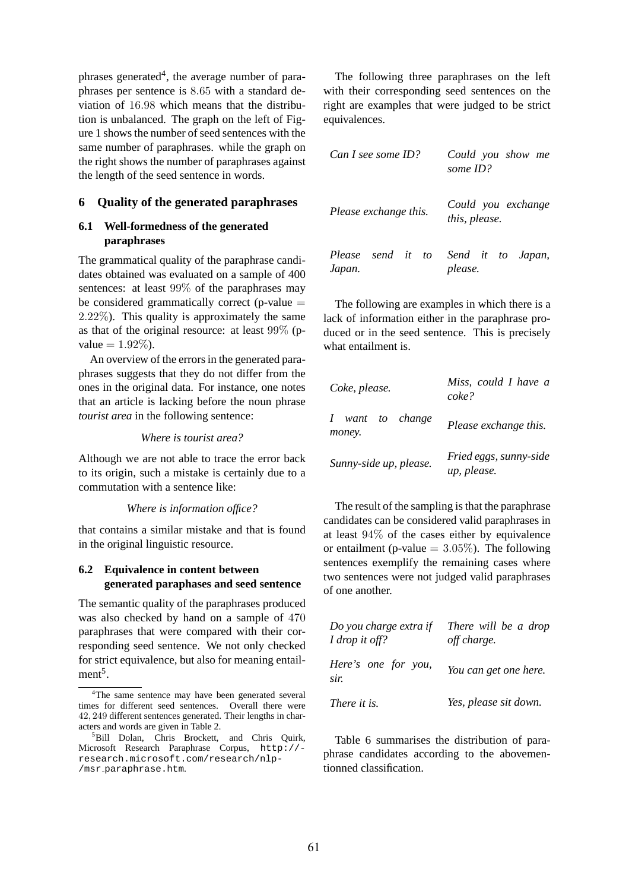phrases generated[4], the average number of paraphrases per sentence is 8.65 with a standard deviation of 16.98 which means that the distribution is unbalanced. The graph on the left of Figure 1 shows the number of seed sentences with the same number of paraphrases. while the graph on the right shows the number of paraphrases against the length of the seed sentence in words.

## 6 Quality of the generated paraphrases

### 6.1 Well-formedness of the generated paraphrases

The grammatical quality of the paraphrase candidates obtained was evaluated on a sample of 400 sentences: at least 99% of the paraphrases may be considered grammatically correct (p-value = 2.22%). This quality is approximately the same as that of the original resource: at least 99% (p-value = 1.92%).

An overview of the errors in the generated paraphrases suggests that they do not differ from the ones in the original data. For instance, one notes that an article is lacking before the noun phrase *tourist area* in the following sentence:

*Where is tourist area?*

Although we are not able to trace the error back to its origin, such a mistake is certainly due to a commutation with a sentence like:

*Where is information office?*

that contains a similar mistake and that is found in the original linguistic resource.

### 6.2 Equivalence in content between generated paraphases and seed sentence

The semantic quality of the paraphrases produced was also checked by hand on a sample of 470 paraphrases that were compared with their corresponding seed sentence. We not only checked for strict equivalence, but also for meaning entailment[5].

[4] The same sentence may have been generated several times for different seed sentences. Overall there were 42,249 different sentences generated. Their lengths in characters and words are given in Table 2.

[5] Bill Dolan, Chris Brockett, and Chris Quirk, Microsoft Research Paraphrase Corpus, http://research.microsoft.com/research/nlp/msr_paraphrase.htm.

The following three paraphrases on the left with their corresponding seed sentences on the right are examples that were judged to be strict equivalences.

| | |
|---|---|
| *Can I see some ID?* | *Could you show me some ID?* |
| *Please exchange this.* | *Could you exchange this, please.* |
| *Please send it to Japan.* | *Send it to Japan, please.* |

The following are examples in which there is a lack of information either in the paraphrase produced or in the seed sentence. This is precisely what entailment is.

| | |
|---|---|
| *Coke, please.* | *Miss, could I have a coke?* |
| *I want to change money.* | *Please exchange this.* |
| *Sunny-side up, please.* | *Fried eggs, sunny-side up, please.* |

The result of the sampling is that the paraphrase candidates can be considered valid paraphrases in at least 94% of the cases either by equivalence or entailment (p-value = 3.05%). The following sentences exemplify the remaining cases where two sentences were not judged valid paraphrases of one another.

| | |
|---|---|
| *Do you charge extra if I drop it off?* | *There will be a drop off charge.* |
| *Here's one for you, sir.* | *You can get one here.* |
| *There it is.* | *Yes, please sit down.* |

Table 6 summarises the distribution of paraphrase candidates according to the abovementionned classification.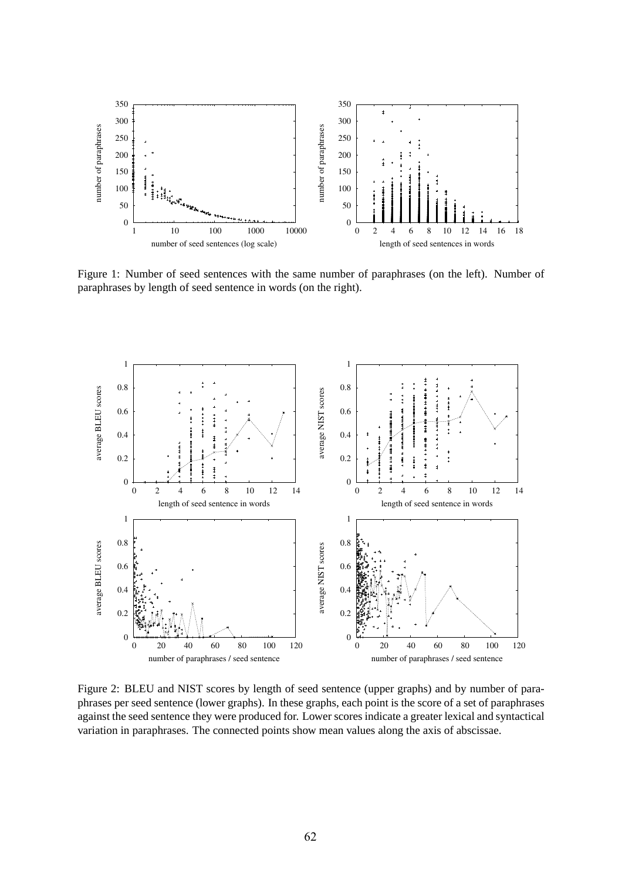Figure 1: Number of seed sentences with the same number of paraphrases (on the left). Number of paraphrases by length of seed sentence in words (on the right).

Figure 2: BLEU and NIST scores by length of seed sentence (upper graphs) and by number of paraphrases per seed sentence (lower graphs). In these graphs, each point is the score of a set of paraphrases against the seed sentence they were produced for. Lower scores indicate a greater lexical and syntactical variation in paraphrases. The connected points show mean values along the axis of abscissae.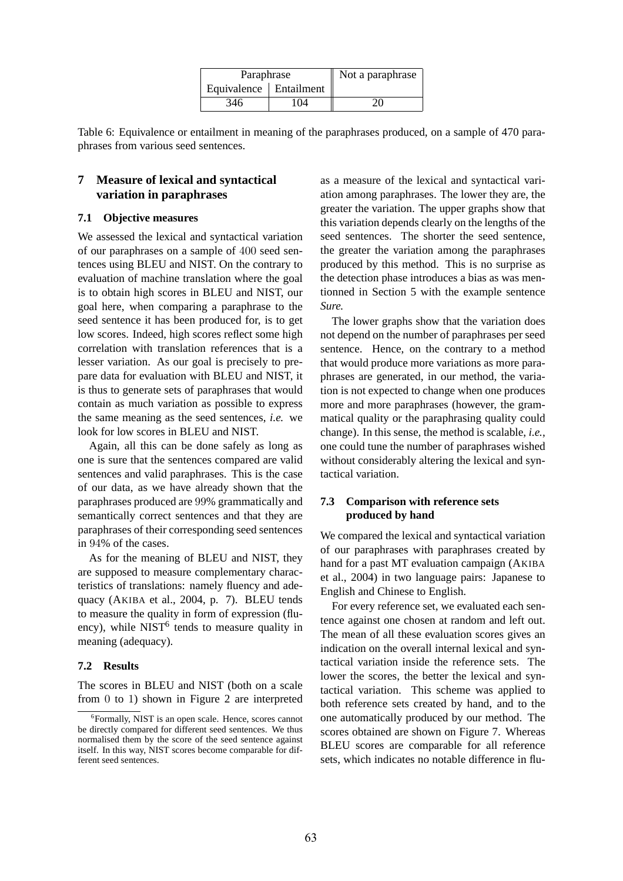| Paraphrase | | Not a paraphrase |
|---|---|---|
| Equivalence | Entailment | |
| 346 | 104 | 20 |

Table 6: Equivalence or entailment in meaning of the paraphrases produced, on a sample of 470 paraphrases from various seed sentences.

## 7 Measure of lexical and syntactical variation in paraphrases

### 7.1 Objective measures

We assessed the lexical and syntactical variation of our paraphrases on a sample of 400 seed sentences using BLEU and NIST. On the contrary to evaluation of machine translation where the goal is to obtain high scores in BLEU and NIST, our goal here, when comparing a paraphrase to the seed sentence it has been produced for, is to get low scores. Indeed, high scores reflect some high correlation with translation references that is a lesser variation. As our goal is precisely to prepare data for evaluation with BLEU and NIST, it is thus to generate sets of paraphrases that would contain as much variation as possible to express the same meaning as the seed sentences, *i.e.* we look for low scores in BLEU and NIST.

Again, all this can be done safely as long as one is sure that the sentences compared are valid sentences and valid paraphrases. This is the case of our data, as we have already shown that the paraphrases produced are 99% grammatically and semantically correct sentences and that they are paraphrases of their corresponding seed sentences in 94% of the cases.

As for the meaning of BLEU and NIST, they are supposed to measure complementary characteristics of translations: namely fluency and adequacy (Akiba et al., 2004, p. 7). BLEU tends to measure the quality in form of expression (fluency), while NIST[6] tends to measure quality in meaning (adequacy).

### 7.2 Results

The scores in BLEU and NIST (both on a scale from 0 to 1) shown in Figure 2 are interpreted as a measure of the lexical and syntactical variation among paraphrases. The lower they are, the greater the variation. The upper graphs show that this variation depends clearly on the lengths of the seed sentences. The shorter the seed sentence, the greater the variation among the paraphrases produced by this method. This is no surprise as the detection phase introduces a bias as was mentionned in Section 5 with the example sentence *Sure.*

The lower graphs show that the variation does not depend on the number of paraphrases per seed sentence. Hence, on the contrary to a method that would produce more variations as more paraphrases are generated, in our method, the variation is not expected to change when one produces more and more paraphrases (however, the grammatical quality or the paraphrasing quality could change). In this sense, the method is scalable, *i.e.*, one could tune the number of paraphrases wished without considerably altering the lexical and syntactical variation.

### 7.3 Comparison with reference sets produced by hand

We compared the lexical and syntactical variation of our paraphrases with paraphrases created by hand for a past MT evaluation campaign (Akiba et al., 2004) in two language pairs: Japanese to English and Chinese to English.

For every reference set, we evaluated each sentence against one chosen at random and left out. The mean of all these evaluation scores gives an indication on the overall internal lexical and syntactical variation inside the reference sets. The lower the scores, the better the lexical and syntactical variation. This scheme was applied to both reference sets created by hand, and to the one automatically produced by our method. The scores obtained are shown on Figure 7. Whereas BLEU scores are comparable for all reference sets, which indicates no notable difference in flu-

[6] Formally, NIST is an open scale. Hence, scores cannot be directly compared for different seed sentences. We thus normalised them by the score of the seed sentence against itself. In this way, NIST scores become comparable for different seed sentences.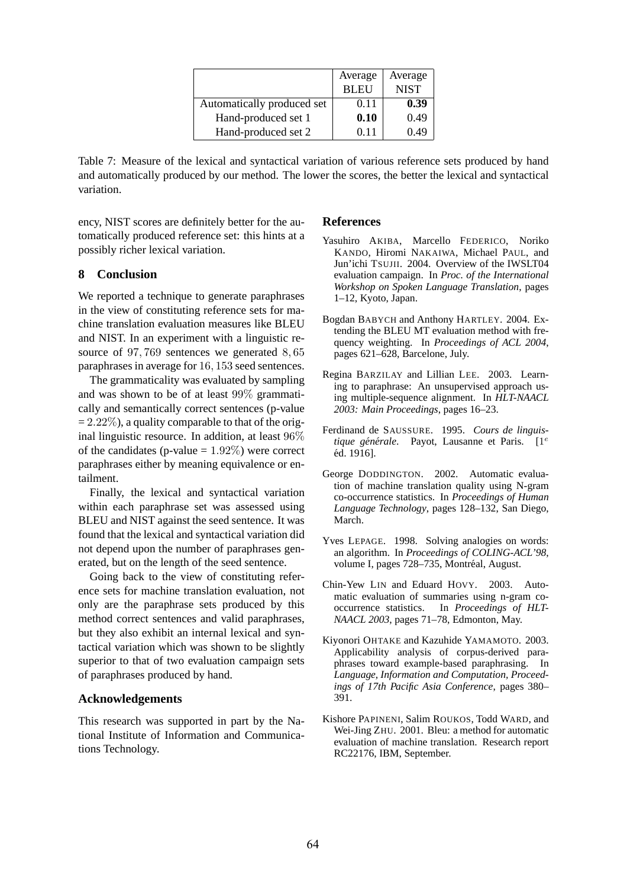| | Average BLEU | Average NIST |
|---|---|---|
| Automatically produced set | 0.11 | **0.39** |
| Hand-produced set 1 | **0.10** | 0.49 |
| Hand-produced set 2 | 0.11 | 0.49 |

Table 7: Measure of the lexical and syntactical variation of various reference sets produced by hand and automatically produced by our method. The lower the scores, the better the lexical and syntactical variation.

ency, NIST scores are definitely better for the automatically produced reference set: this hints at a possibly richer lexical variation.

## 8 Conclusion

We reported a technique to generate paraphrases in the view of constituting reference sets for machine translation evaluation measures like BLEU and NIST. In an experiment with a linguistic resource of $97,769$ sentences we generated $8,65$ paraphrases in average for $16,153$ seed sentences.

The grammaticality was evaluated by sampling and was shown to be of at least $99\%$ grammatically and semantically correct sentences (p-value $= 2.22\%$), a quality comparable to that of the original linguistic resource. In addition, at least $96\%$ of the candidates (p-value $= 1.92\%$) were correct paraphrases either by meaning equivalence or entailment.

Finally, the lexical and syntactical variation within each paraphrase set was assessed using BLEU and NIST against the seed sentence. It was found that the lexical and syntactical variation did not depend upon the number of paraphrases generated, but on the length of the seed sentence.

Going back to the view of constituting reference sets for machine translation evaluation, not only are the paraphrase sets produced by this method correct sentences and valid paraphrases, but they also exhibit an internal lexical and syntactical variation which was shown to be slightly superior to that of two evaluation campaign sets of paraphrases produced by hand.

## Acknowledgements

This research was supported in part by the National Institute of Information and Communications Technology.

## References

Yasuhiro AKIBA, Marcello FEDERICO, Noriko KANDO, Hiromi NAKAIWA, Michael PAUL, and Jun'ichi TSUJII. 2004. Overview of the IWSLT04 evaluation campaign. In *Proc. of the International Workshop on Spoken Language Translation*, pages 1–12, Kyoto, Japan.

Bogdan BABYCH and Anthony HARTLEY. 2004. Extending the BLEU MT evaluation method with frequency weighting. In *Proceedings of ACL 2004*, pages 621–628, Barcelone, July.

Regina BARZILAY and Lillian LEE. 2003. Learning to paraphrase: An unsupervised approach using multiple-sequence alignment. In *HLT-NAACL 2003: Main Proceedings*, pages 16–23.

Ferdinand de SAUSSURE. 1995. *Cours de linguistique générale*. Payot, Lausanne et Paris. [1$^{e}$ éd. 1916].

George DODDINGTON. 2002. Automatic evaluation of machine translation quality using N-gram co-occurrence statistics. In *Proceedings of Human Language Technology*, pages 128–132, San Diego, March.

Yves LEPAGE. 1998. Solving analogies on words: an algorithm. In *Proceedings of COLING-ACL'98*, volume I, pages 728–735, Montréal, August.

Chin-Yew LIN and Eduard HOVY. 2003. Automatic evaluation of summaries using n-gram co-occurrence statistics. In *Proceedings of HLT-NAACL 2003*, pages 71–78, Edmonton, May.

Kiyonori OHTAKE and Kazuhide YAMAMOTO. 2003. Applicability analysis of corpus-derived paraphrases toward example-based paraphrasing. In *Language, Information and Computation, Proceedings of 17th Pacific Asia Conference*, pages 380–391.

Kishore PAPINENI, Salim ROUKOS, Todd WARD, and Wei-Jing ZHU. 2001. Bleu: a method for automatic evaluation of machine translation. Research report RC22176, IBM, September.